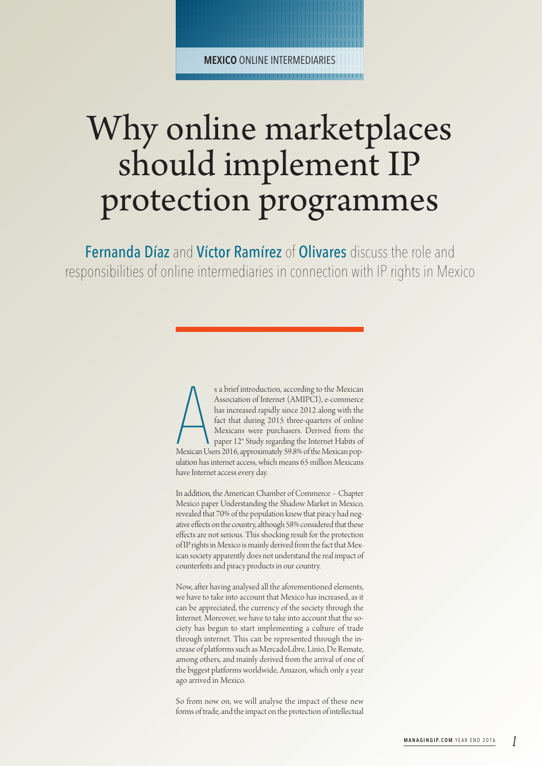**MEXICO** ONLINE INTERMEDIARIES

# Why online marketplaces should implement IP protection programmes

Fernanda Díaz and Víctor Ramírez of Olivares discuss the role and responsibilities of online intermediaries in connection with IP rights in Mexico

As a brief introduction, according to the Mexican Association of Internet (AMIPCI), e-commerce has increased rapidly since 2012 along with the fact that during 2015 three-quarters of online Mexicans were purchasers. Derived from the paper 12° Study regarding the Internet Habits of Mexican Users 2016, approximately 59.8% of the Mexican population has internet access, which means 65 million Mexicans have Internet access every day.

In addition, the American Chamber of Commerce – Chapter Mexico paper Understanding the Shadow Market in Mexico, revealed that 70% of the population knew that piracy had negative effects on the country, although 58% considered that these effects are not serious. This shocking result for the protection of IP rights in Mexico is mainly derived from the fact that Mexican society apparently does not understand the real impact of counterfeits and piracy products in our country.

Now, after having analysed all the aforementioned elements, we have to take into account that Mexico has increased, as it can be appreciated, the currency of the society through the Internet. Moreover, we have to take into account that the society has begun to start implementing a culture of trade through internet. This can be represented through the increase of platforms such as MercadoLibre, Linio, De Remate, among others, and mainly derived from the arrival of one of the biggest platforms worldwide, Amazon, which only a year ago arrived in Mexico.

So from now on, we will analyse the impact of these new forms of trade, and the impact on the protection of intellectual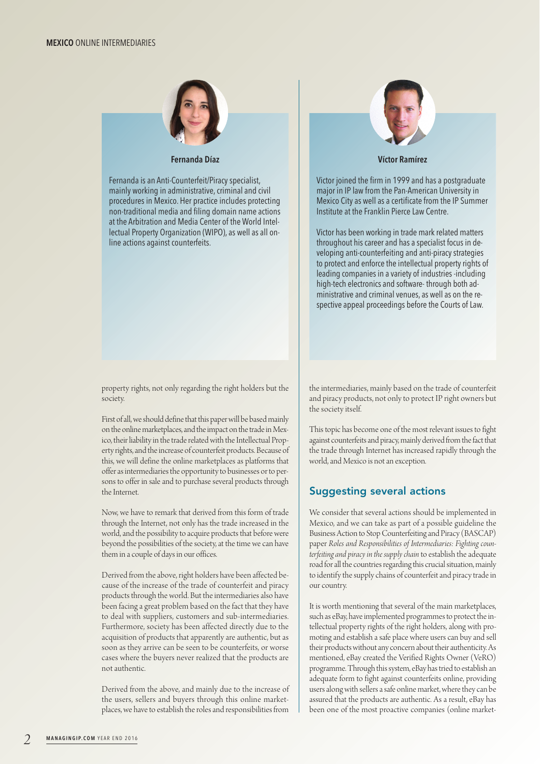**Fernanda Díaz**

Fernanda is an Anti-Counterfeit/Piracy specialist, mainly working in administrative, criminal and civil procedures in Mexico. Her practice includes protecting non-traditional media and filing domain name actions at the Arbitration and Media Center of the World Intellectual Property Organization (WIPO), as well as all online actions against counterfeits.

**Víctor Ramírez**

Victor joined the firm in 1999 and has a postgraduate major in IP law from the Pan-American University in Mexico City as well as a certificate from the IP Summer Institute at the Franklin Pierce Law Centre.

Victor has been working in trade mark related matters throughout his career and has a specialist focus in developing anti-counterfeiting and anti-piracy strategies to protect and enforce the intellectual property rights of leading companies in a variety of industries -including high-tech electronics and software- through both administrative and criminal venues, as well as on the respective appeal proceedings before the Courts of Law.

property rights, not only regarding the right holders but the society.

First of all, we should define that this paper will be based mainly on the online marketplaces, and the impact on the trade in Mexico, their liability in the trade related with the Intellectual Property rights, and the increase of counterfeit products. Because of this, we will define the online marketplaces as platforms that offer as intermediaries the opportunity to businesses or to persons to offer in sale and to purchase several products through the Internet.

Now, we have to remark that derived from this form of trade through the Internet, not only has the trade increased in the world, and the possibility to acquire products that before were beyond the possibilities of the society, at the time we can have them in a couple of days in our offices.

Derived from the above, right holders have been affected because of the increase of the trade of counterfeit and piracy products through the world. But the intermediaries also have been facing a great problem based on the fact that they have to deal with suppliers, customers and sub-intermediaries. Furthermore, society has been affected directly due to the acquisition of products that apparently are authentic, but as soon as they arrive can be seen to be counterfeits, or worse cases where the buyers never realized that the products are not authentic.

Derived from the above, and mainly due to the increase of the users, sellers and buyers through this online marketplaces, we have to establish the roles and responsibilities from the intermediaries, mainly based on the trade of counterfeit and piracy products, not only to protect IP right owners but the society itself.

This topic has become one of the most relevant issues to fight against counterfeits and piracy, mainly derived from the fact that the trade through Internet has increased rapidly through the world, and Mexico is not an exception.

## Suggesting several actions

We consider that several actions should be implemented in Mexico, and we can take as part of a possible guideline the Business Action to Stop Counterfeiting and Piracy (BASCAP) paper *Roles and Responsibilities of Intermediaries: Fighting counterfeiting and piracy in the supply chain* to establish the adequate road for all the countries regarding this crucial situation, mainly to identify the supply chains of counterfeit and piracy trade in our country.

It is worth mentioning that several of the main marketplaces, such as eBay, have implemented programmes to protect the intellectual property rights of the right holders, along with promoting and establish a safe place where users can buy and sell their products without any concern about their authenticity. As mentioned, eBay created the Verified Rights Owner (VeRO) programme. Through this system, eBay has tried to establish an adequate form to fight against counterfeits online, providing users along with sellers a safe online market, where they can be assured that the products are authentic. As a result, eBay has been one of the most proactive companies (online market-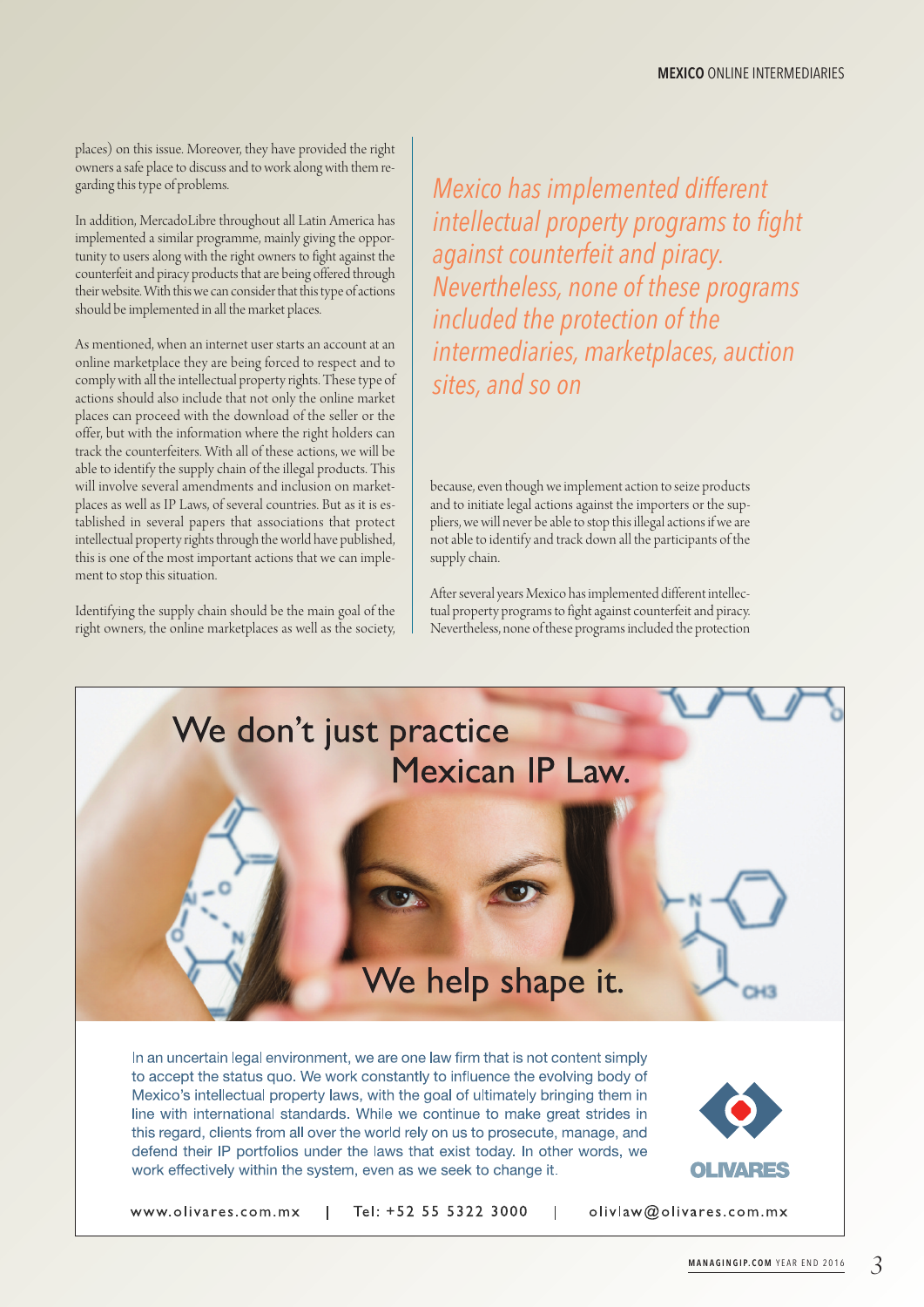places) on this issue. Moreover, they have provided the right owners a safe place to discuss and to work along with them regarding this type of problems.

In addition, MercadoLibre throughout all Latin America has implemented a similar programme, mainly giving the opportunity to users along with the right owners to fight against the counterfeit and piracy products that are being offered through their website. With this we can consider that this type of actions should be implemented in all the market places.

As mentioned, when an internet user starts an account at an online marketplace they are being forced to respect and to comply with all the intellectual property rights. These type of actions should also include that not only the online market places can proceed with the download of the seller or the offer, but with the information where the right holders can track the counterfeiters. With all of these actions, we will be able to identify the supply chain of the illegal products. This will involve several amendments and inclusion on marketplaces as well as IP Laws, of several countries. But as it is established in several papers that associations that protect intellectual property rights through the world have published, this is one of the most important actions that we can implement to stop this situation.

Identifying the supply chain should be the main goal of the right owners, the online marketplaces as well as the society, because, even though we implement action to seize products and to initiate legal actions against the importers or the suppliers, we will never be able to stop this illegal actions if we are not able to identify and track down all the participants of the supply chain.

*Mexico has implemented different intellectual property programs to fight against counterfeit and piracy. Nevertheless, none of these programs included the protection of the intermediaries, marketplaces, auction sites, and so on*

After several years Mexico has implemented different intellectual property programs to fight against counterfeit and piracy. Nevertheless, none of these programs included the protection

We don't just practice Mexican IP Law. We help shape it.

In an uncertain legal environment, we are one law firm that is not content simply to accept the status quo. We work constantly to influence the evolving body of Mexico's intellectual property laws, with the goal of ultimately bringing them in line with international standards. While we continue to make great strides in this regard, clients from all over the world rely on us to prosecute, manage, and defend their IP portfolios under the laws that exist today. In other words, we work effectively within the system, even as we seek to change it.

OLIVARES

www.olivares.com.mx | Tel: +52 55 5322 3000 | olivlaw@olivares.com.mx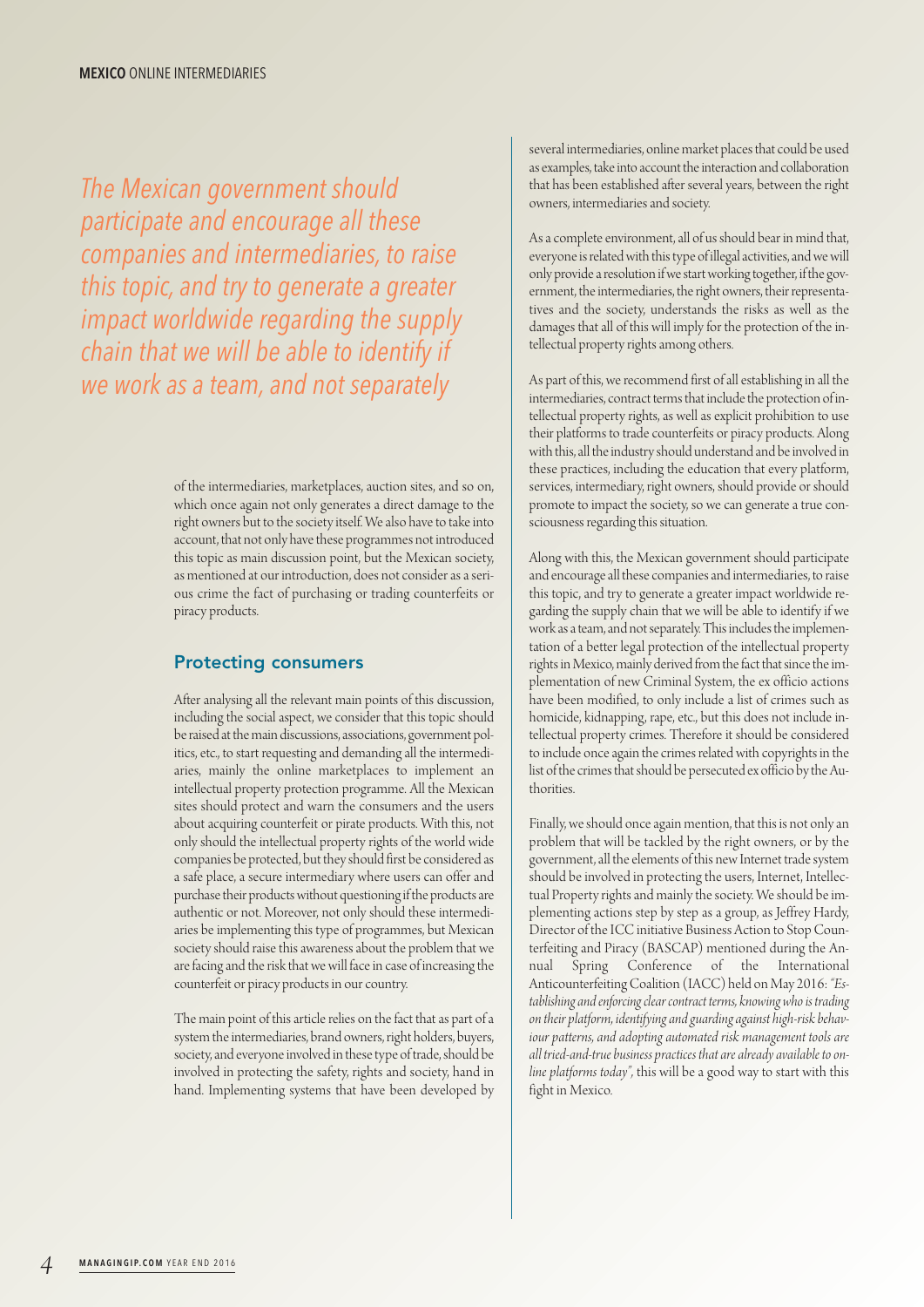*The Mexican government should participate and encourage all these companies and intermediaries, to raise this topic, and try to generate a greater impact worldwide regarding the supply chain that we will be able to identify if we work as a team, and not separately*

of the intermediaries, marketplaces, auction sites, and so on, which once again not only generates a direct damage to the right owners but to the society itself. We also have to take into account, that not only have these programmes not introduced this topic as main discussion point, but the Mexican society, as mentioned at our introduction, does not consider as a serious crime the fact of purchasing or trading counterfeits or piracy products.

## Protecting consumers

After analysing all the relevant main points of this discussion, including the social aspect, we consider that this topic should be raised at the main discussions, associations, government politics, etc., to start requesting and demanding all the intermediaries, mainly the online marketplaces to implement an intellectual property protection programme. All the Mexican sites should protect and warn the consumers and the users about acquiring counterfeit or pirate products. With this, not only should the intellectual property rights of the world wide companies be protected, but they should first be considered as a safe place, a secure intermediary where users can offer and purchase their products without questioning if the products are authentic or not. Moreover, not only should these intermediaries be implementing this type of programmes, but Mexican society should raise this awareness about the problem that we are facing and the risk that we will face in case of increasing the counterfeit or piracy products in our country.

The main point of this article relies on the fact that as part of a system the intermediaries, brand owners, right holders, buyers, society, and everyone involved in these type of trade, should be involved in protecting the safety, rights and society, hand in hand. Implementing systems that have been developed by several intermediaries, online market places that could be used as examples, take into account the interaction and collaboration that has been established after several years, between the right owners, intermediaries and society.

As a complete environment, all of us should bear in mind that, everyone is related with this type of illegal activities, and we will only provide a resolution if we start working together, if the government, the intermediaries, the right owners, their representatives and the society, understands the risks as well as the damages that all of this will imply for the protection of the intellectual property rights among others.

As part of this, we recommend first of all establishing in all the intermediaries, contract terms that include the protection of intellectual property rights, as well as explicit prohibition to use their platforms to trade counterfeits or piracy products. Along with this, all the industry should understand and be involved in these practices, including the education that every platform, services, intermediary, right owners, should provide or should promote to impact the society, so we can generate a true consciousness regarding this situation.

Along with this, the Mexican government should participate and encourage all these companies and intermediaries, to raise this topic, and try to generate a greater impact worldwide regarding the supply chain that we will be able to identify if we work as a team, and not separately. This includes the implementation of a better legal protection of the intellectual property rights in Mexico, mainly derived from the fact that since the implementation of new Criminal System, the ex officio actions have been modified, to only include a list of crimes such as homicide, kidnapping, rape, etc., but this does not include intellectual property crimes. Therefore it should be considered to include once again the crimes related with copyrights in the list of the crimes that should be persecuted ex officio by the Authorities.

Finally, we should once again mention, that this is not only an problem that will be tackled by the right owners, or by the government, all the elements of this new Internet trade system should be involved in protecting the users, Internet, Intellectual Property rights and mainly the society. We should be implementing actions step by step as a group, as Jeffrey Hardy, Director of the ICC initiative Business Action to Stop Counterfeiting and Piracy (BASCAP) mentioned during the Annual Spring Conference of the International Anticounterfeiting Coalition (IACC) held on May 2016: *"Establishing and enforcing clear contract terms, knowing who is trading on their platform, identifying and guarding against high-risk behaviour patterns, and adopting automated risk management tools are all tried-and-true business practices that are already available to online platforms today"*, this will be a good way to start with this fight in Mexico.